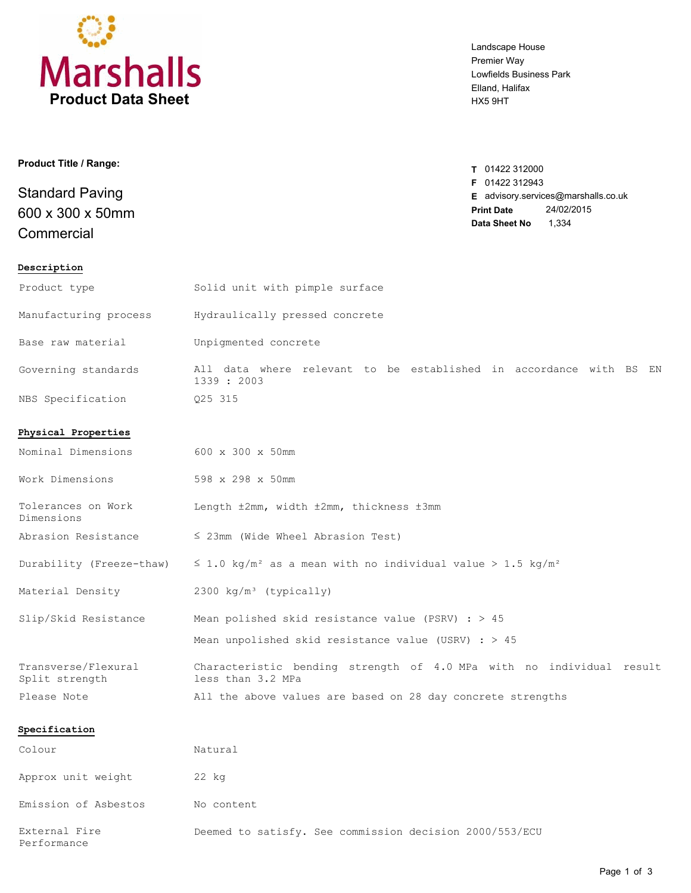# Marshalls

**Product Data Sheet**

Landscape House
Premier Way
Lowfields Business Park
Elland, Halifax
HX5 9HT

**T** 01422 312000
**F** 01422 312943
**E** advisory.services@marshalls.co.uk
**Print Date** 24/02/2015
**Data Sheet No** 1,334

**Product Title / Range:**

## Standard Paving 600 x 300 x 50mm Commercial

### Description

| | |
|---|---|
| Product type | Solid unit with pimple surface |
| Manufacturing process | Hydraulically pressed concrete |
| Base raw material | Unpigmented concrete |
| Governing standards | All data where relevant to be established in accordance with BS EN 1339 : 2003 |
| NBS Specification | Q25 315 |

### Physical Properties

| | |
|---|---|
| Nominal Dimensions | 600 x 300 x 50mm |
| Work Dimensions | 598 x 298 x 50mm |
| Tolerances on Work Dimensions | Length ±2mm, width ±2mm, thickness ±3mm |
| Abrasion Resistance | ≤ 23mm (Wide Wheel Abrasion Test) |
| Durability (Freeze-thaw) | ≤ 1.0 kg/m² as a mean with no individual value > 1.5 kg/m² |
| Material Density | 2300 kg/m³ (typically) |
| Slip/Skid Resistance | Mean polished skid resistance value (PSRV) : > 45<br>Mean unpolished skid resistance value (USRV) : > 45 |
| Transverse/Flexural Split strength | Characteristic bending strength of 4.0 MPa with no individual result less than 3.2 MPa |
| Please Note | All the above values are based on 28 day concrete strengths |

### Specification

| | |
|---|---|
| Colour | Natural |
| Approx unit weight | 22 kg |
| Emission of Asbestos | No content |
| External Fire Performance | Deemed to satisfy. See commission decision 2000/553/ECU |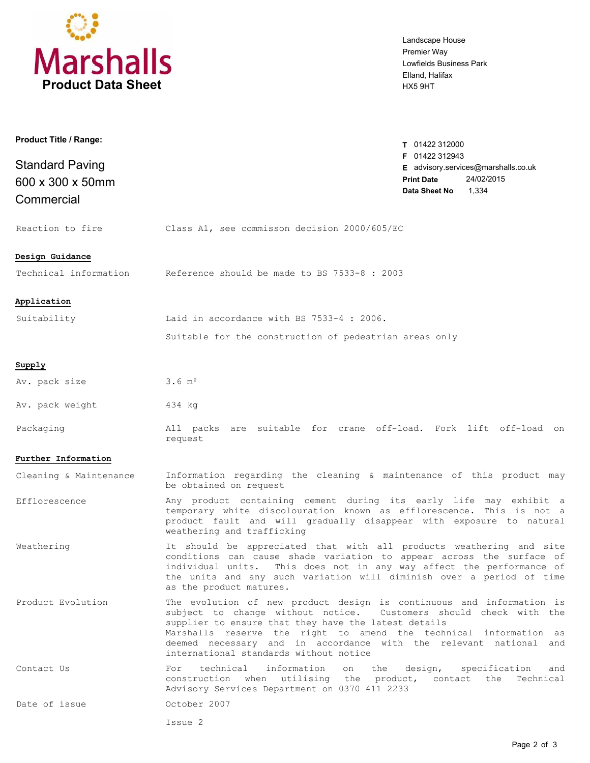Marshalls

**Product Data Sheet**

Landscape House
Premier Way
Lowfields Business Park
Elland, Halifax
HX5 9HT

**Product Title / Range:**

Standard Paving
600 x 300 x 50mm
Commercial

**T** 01422 312000
**F** 01422 312943
**E** advisory.services@marshalls.co.uk
**Print Date** 24/02/2015
**Data Sheet No** 1,334

| | |
|---|---|
| Reaction to fire | Class A1, see commisson decision 2000/605/EC |

## Design Guidance

| | |
|---|---|
| Technical information | Reference should be made to BS 7533-8 : 2003 |

## Application

| | |
|---|---|
| Suitability | Laid in accordance with BS 7533-4 : 2006. Suitable for the construction of pedestrian areas only |

## Supply

| | |
|---|---|
| Av. pack size | 3.6 m² |
| Av. pack weight | 434 kg |
| Packaging | All packs are suitable for crane off-load. Fork lift off-load on request |

## Further Information

| | |
|---|---|
| Cleaning & Maintenance | Information regarding the cleaning & maintenance of this product may be obtained on request |
| Efflorescence | Any product containing cement during its early life may exhibit a temporary white discolouration known as efflorescence. This is not a product fault and will gradually disappear with exposure to natural weathering and trafficking |
| Weathering | It should be appreciated that with all products weathering and site conditions can cause shade variation to appear across the surface of individual units. This does not in any way affect the performance of the units and any such variation will diminish over a period of time as the product matures. |
| Product Evolution | The evolution of new product design is continuous and information is subject to change without notice. Customers should check with the supplier to ensure that they have the latest details Marshalls reserve the right to amend the technical information as deemed necessary and in accordance with the relevant national and international standards without notice |
| Contact Us | For technical information on the design, specification and construction when utilising the product, contact the Technical Advisory Services Department on 0370 411 2233 |
| Date of issue | October 2007 Issue 2 |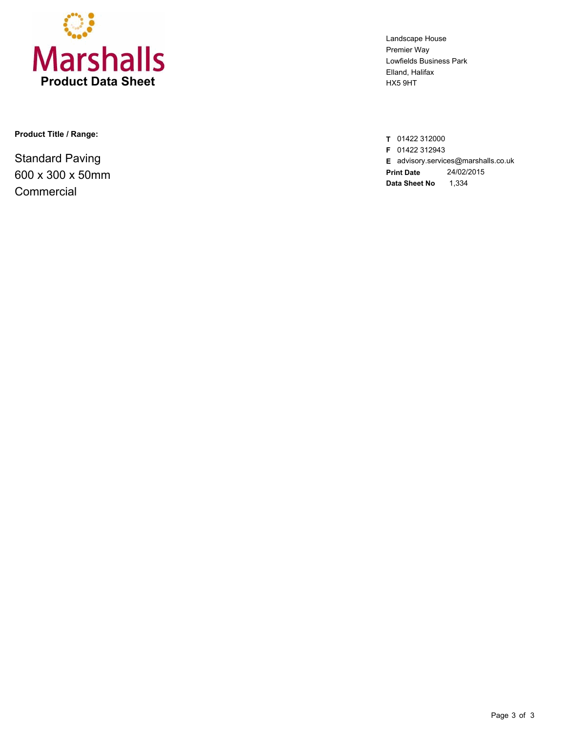# Marshalls

**Product Data Sheet**

Landscape House
Premier Way
Lowfields Business Park
Elland, Halifax
HX5 9HT

**Product Title / Range:**

Standard Paving
600 x 300 x 50mm
Commercial

**T** 01422 312000
**F** 01422 312943
**E** advisory.services@marshalls.co.uk
**Print Date** 24/02/2015
**Data Sheet No** 1,334